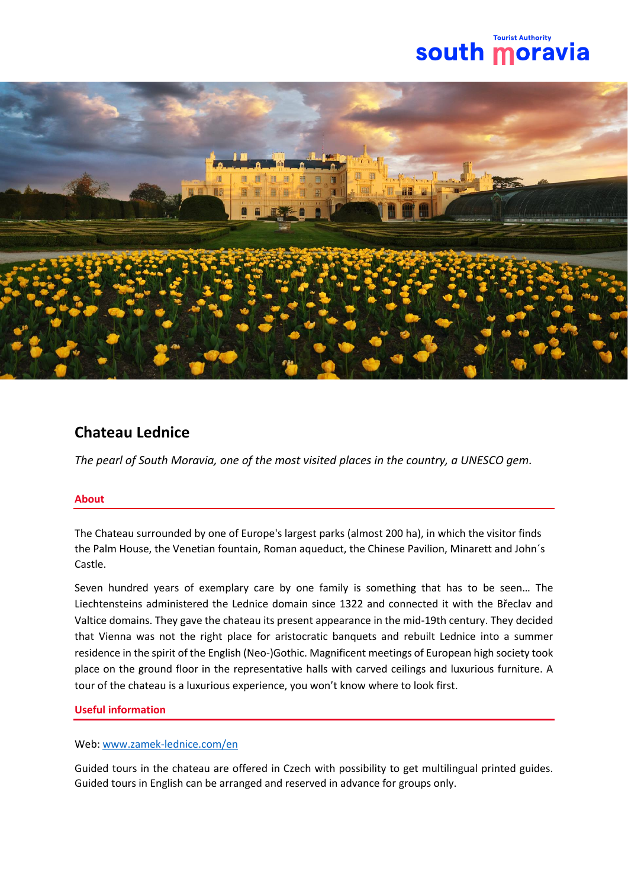# Chateau Lednice

*The pearl of South Moravia, one of the most visited places in the country, a UNESCO gem.*

## About

The Chateau surrounded by one of Europe's largest parks (almost 200 ha), in which the visitor finds the Palm House, the Venetian fountain, Roman aqueduct, the Chinese Pavilion, Minarett and John´s Castle.

Seven hundred years of exemplary care by one family is something that has to be seen… The Liechtensteins administered the Lednice domain since 1322 and connected it with the Břeclav and Valtice domains. They gave the chateau its present appearance in the mid-19th century. They decided that Vienna was not the right place for aristocratic banquets and rebuilt Lednice into a summer residence in the spirit of the English (Neo-)Gothic. Magnificent meetings of European high society took place on the ground floor in the representative halls with carved ceilings and luxurious furniture. A tour of the chateau is a luxurious experience, you won't know where to look first.

## Useful information

Web: [www.zamek-lednice.com/en](www.zamek-lednice.com/en)

Guided tours in the chateau are offered in Czech with possibility to get multilingual printed guides. Guided tours in English can be arranged and reserved in advance for groups only.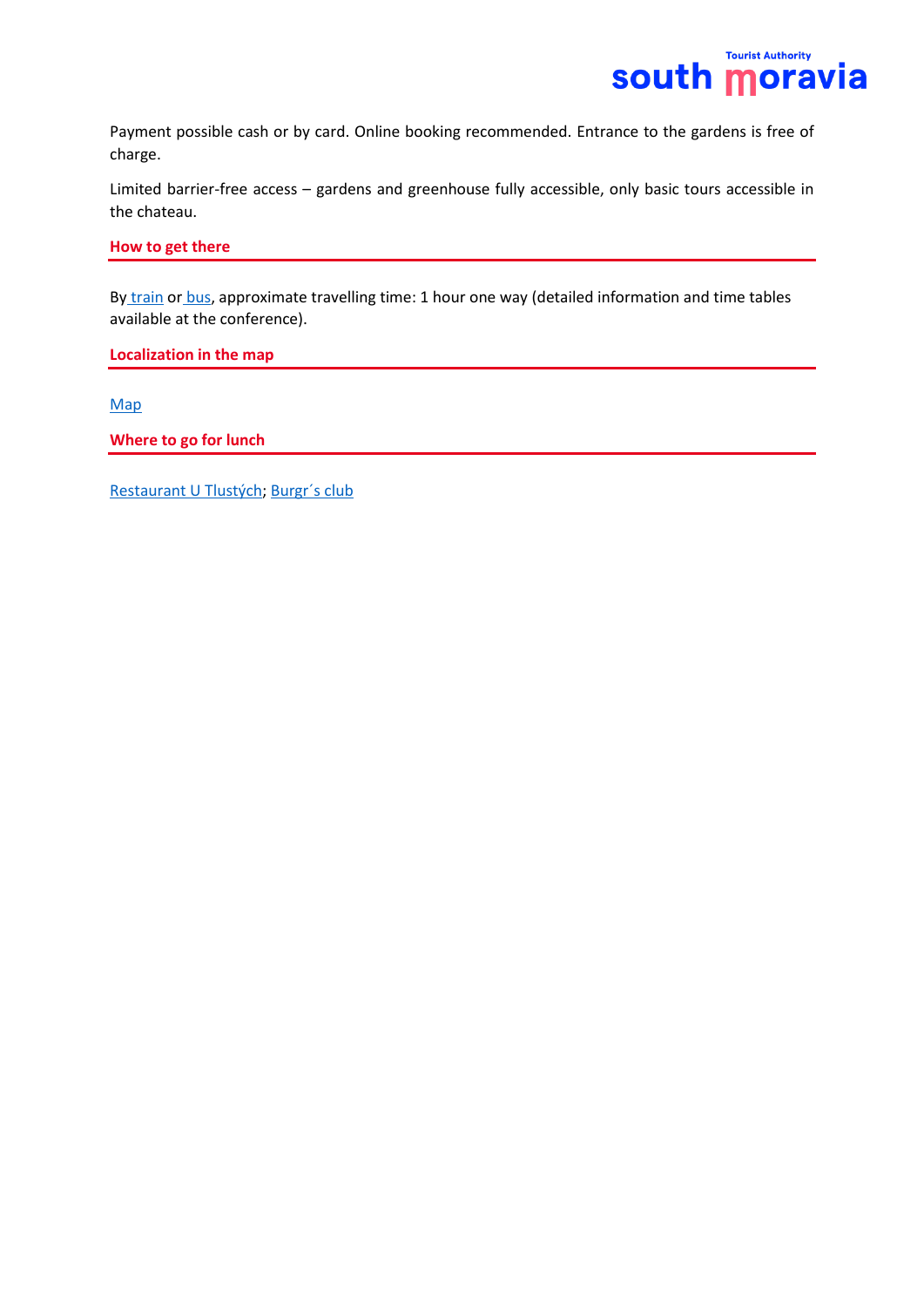Payment possible cash or by card. Online booking recommended. Entrance to the gardens is free of charge.

Limited barrier-free access – gardens and greenhouse fully accessible, only basic tours accessible in the chateau.

## How to get there

By train or bus, approximate travelling time: 1 hour one way (detailed information and time tables available at the conference).

## Localization in the map

Map

## Where to go for lunch

Restaurant U Tlustých; Burgr´s club